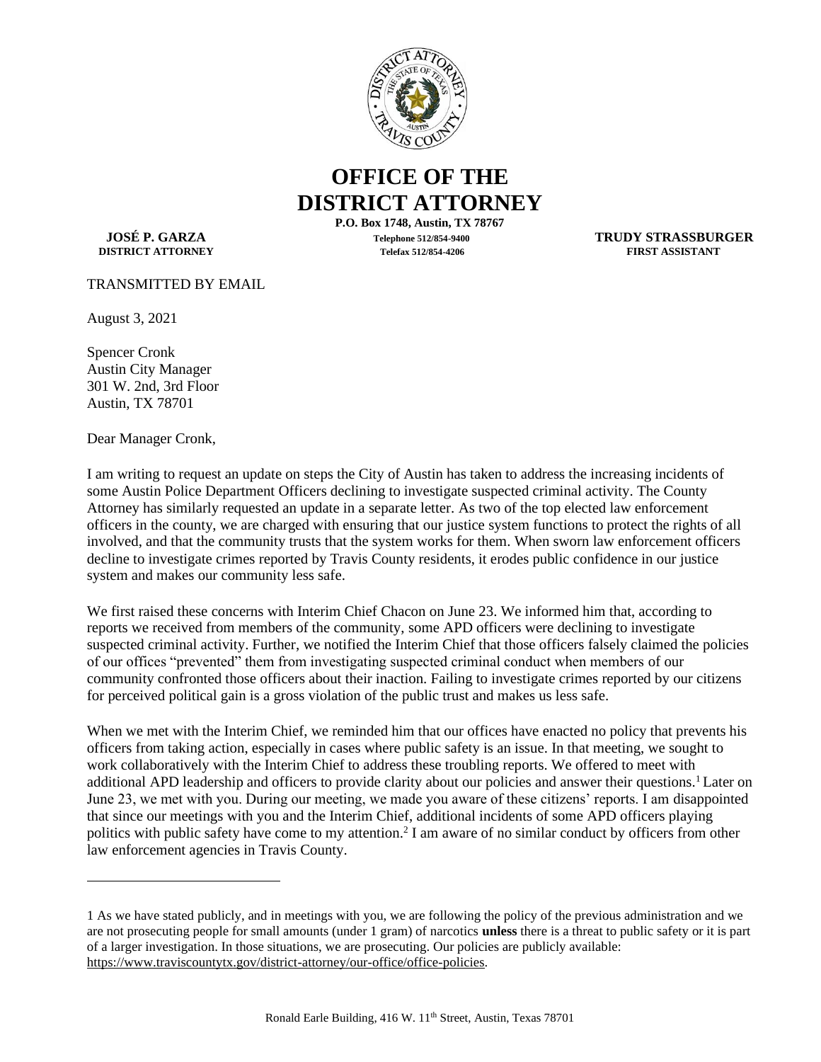# OFFICE OF THE DISTRICT ATTORNEY

**P.O. Box 1748, Austin, TX 78767**

**JOSÉ P. GARZA**
**DISTRICT ATTORNEY**

**Telephone 512/854-9400**
**Telefax 512/854-4206**

**TRUDY STRASSBURGER**
**FIRST ASSISTANT**

TRANSMITTED BY EMAIL

August 3, 2021

Spencer Cronk
Austin City Manager
301 W. 2nd, 3rd Floor
Austin, TX 78701

Dear Manager Cronk,

I am writing to request an update on steps the City of Austin has taken to address the increasing incidents of some Austin Police Department Officers declining to investigate suspected criminal activity. The County Attorney has similarly requested an update in a separate letter. As two of the top elected law enforcement officers in the county, we are charged with ensuring that our justice system functions to protect the rights of all involved, and that the community trusts that the system works for them. When sworn law enforcement officers decline to investigate crimes reported by Travis County residents, it erodes public confidence in our justice system and makes our community less safe.

We first raised these concerns with Interim Chief Chacon on June 23. We informed him that, according to reports we received from members of the community, some APD officers were declining to investigate suspected criminal activity. Further, we notified the Interim Chief that those officers falsely claimed the policies of our offices "prevented" them from investigating suspected criminal conduct when members of our community confronted those officers about their inaction. Failing to investigate crimes reported by our citizens for perceived political gain is a gross violation of the public trust and makes us less safe.

When we met with the Interim Chief, we reminded him that our offices have enacted no policy that prevents his officers from taking action, especially in cases where public safety is an issue. In that meeting, we sought to work collaboratively with the Interim Chief to address these troubling reports. We offered to meet with additional APD leadership and officers to provide clarity about our policies and answer their questions.[1] Later on June 23, we met with you. During our meeting, we made you aware of these citizens' reports. I am disappointed that since our meetings with you and the Interim Chief, additional incidents of some APD officers playing politics with public safety have come to my attention.[2] I am aware of no similar conduct by officers from other law enforcement agencies in Travis County.

---

1 As we have stated publicly, and in meetings with you, we are following the policy of the previous administration and we are not prosecuting people for small amounts (under 1 gram) of narcotics **unless** there is a threat to public safety or it is part of a larger investigation. In those situations, we are prosecuting. Our policies are publicly available: https://www.traviscountytx.gov/district-attorney/our-office/office-policies.

Ronald Earle Building, 416 W. 11th Street, Austin, Texas 78701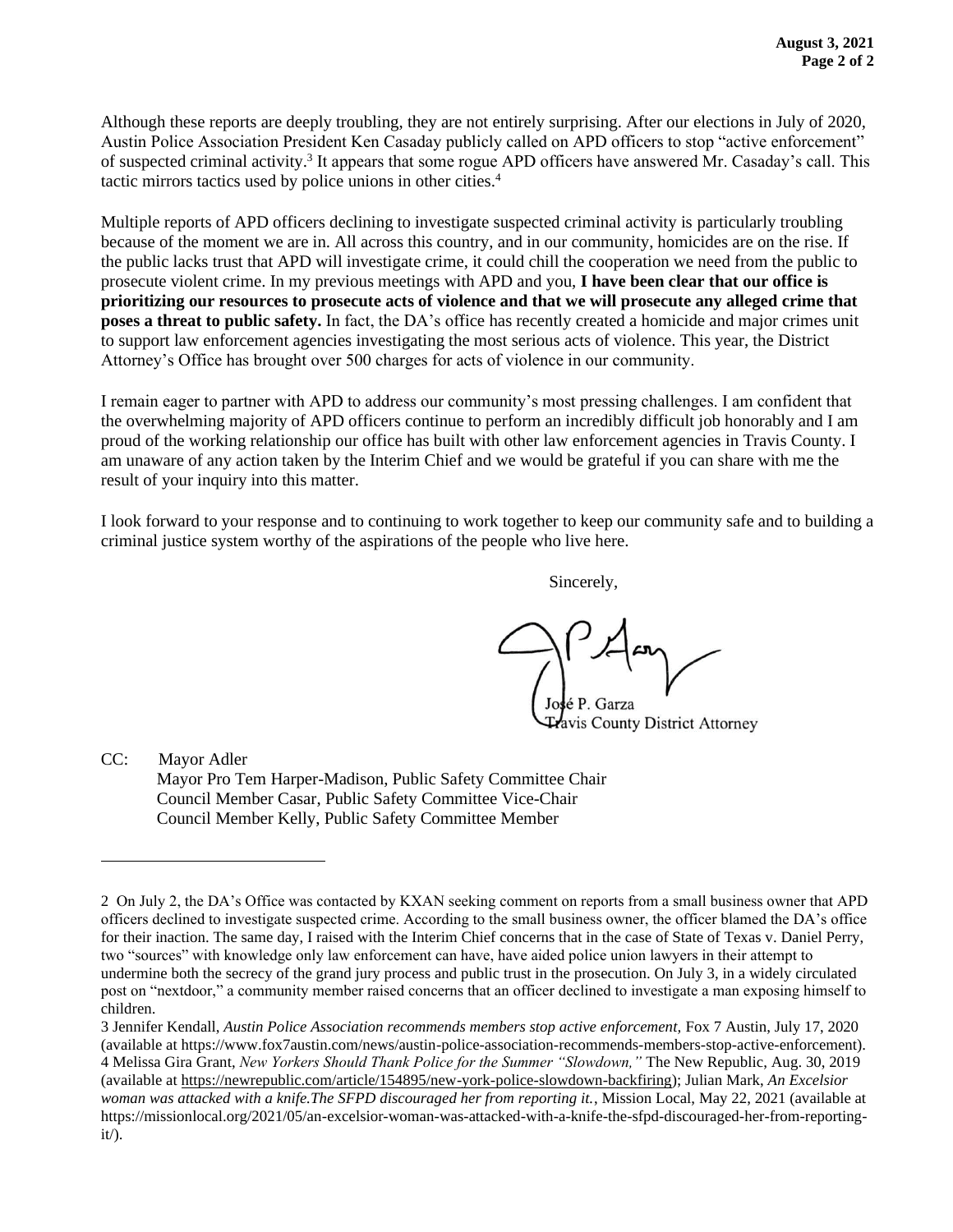Although these reports are deeply troubling, they are not entirely surprising. After our elections in July of 2020, Austin Police Association President Ken Casaday publicly called on APD officers to stop "active enforcement" of suspected criminal activity.[3] It appears that some rogue APD officers have answered Mr. Casaday's call. This tactic mirrors tactics used by police unions in other cities.[4]

Multiple reports of APD officers declining to investigate suspected criminal activity is particularly troubling because of the moment we are in. All across this country, and in our community, homicides are on the rise. If the public lacks trust that APD will investigate crime, it could chill the cooperation we need from the public to prosecute violent crime. In my previous meetings with APD and you, **I have been clear that our office is prioritizing our resources to prosecute acts of violence and that we will prosecute any alleged crime that poses a threat to public safety.** In fact, the DA's office has recently created a homicide and major crimes unit to support law enforcement agencies investigating the most serious acts of violence. This year, the District Attorney's Office has brought over 500 charges for acts of violence in our community.

I remain eager to partner with APD to address our community's most pressing challenges. I am confident that the overwhelming majority of APD officers continue to perform an incredibly difficult job honorably and I am proud of the working relationship our office has built with other law enforcement agencies in Travis County. I am unaware of any action taken by the Interim Chief and we would be grateful if you can share with me the result of your inquiry into this matter.

I look forward to your response and to continuing to work together to keep our community safe and to building a criminal justice system worthy of the aspirations of the people who live here.

Sincerely,

José P. Garza
Travis County District Attorney

CC: Mayor Adler
Mayor Pro Tem Harper-Madison, Public Safety Committee Chair
Council Member Casar, Public Safety Committee Vice-Chair
Council Member Kelly, Public Safety Committee Member

---

2 On July 2, the DA's Office was contacted by KXAN seeking comment on reports from a small business owner that APD officers declined to investigate suspected crime. According to the small business owner, the officer blamed the DA's office for their inaction. The same day, I raised with the Interim Chief concerns that in the case of State of Texas v. Daniel Perry, two "sources" with knowledge only law enforcement can have, have aided police union lawyers in their attempt to undermine both the secrecy of the grand jury process and public trust in the prosecution. On July 3, in a widely circulated post on "nextdoor," a community member raised concerns that an officer declined to investigate a man exposing himself to children.

3 Jennifer Kendall, *Austin Police Association recommends members stop active enforcement,* Fox 7 Austin, July 17, 2020 (available at https://www.fox7austin.com/news/austin-police-association-recommends-members-stop-active-enforcement).

4 Melissa Gira Grant, *New Yorkers Should Thank Police for the Summer "Slowdown,"* The New Republic, Aug. 30, 2019 (available at https://newrepublic.com/article/154895/new-york-police-slowdown-backfiring); Julian Mark, *An Excelsior woman was attacked with a knife.The SFPD discouraged her from reporting it.*, Mission Local, May 22, 2021 (available at https://missionlocal.org/2021/05/an-excelsior-woman-was-attacked-with-a-knife-the-sfpd-discouraged-her-from-reporting-it/).